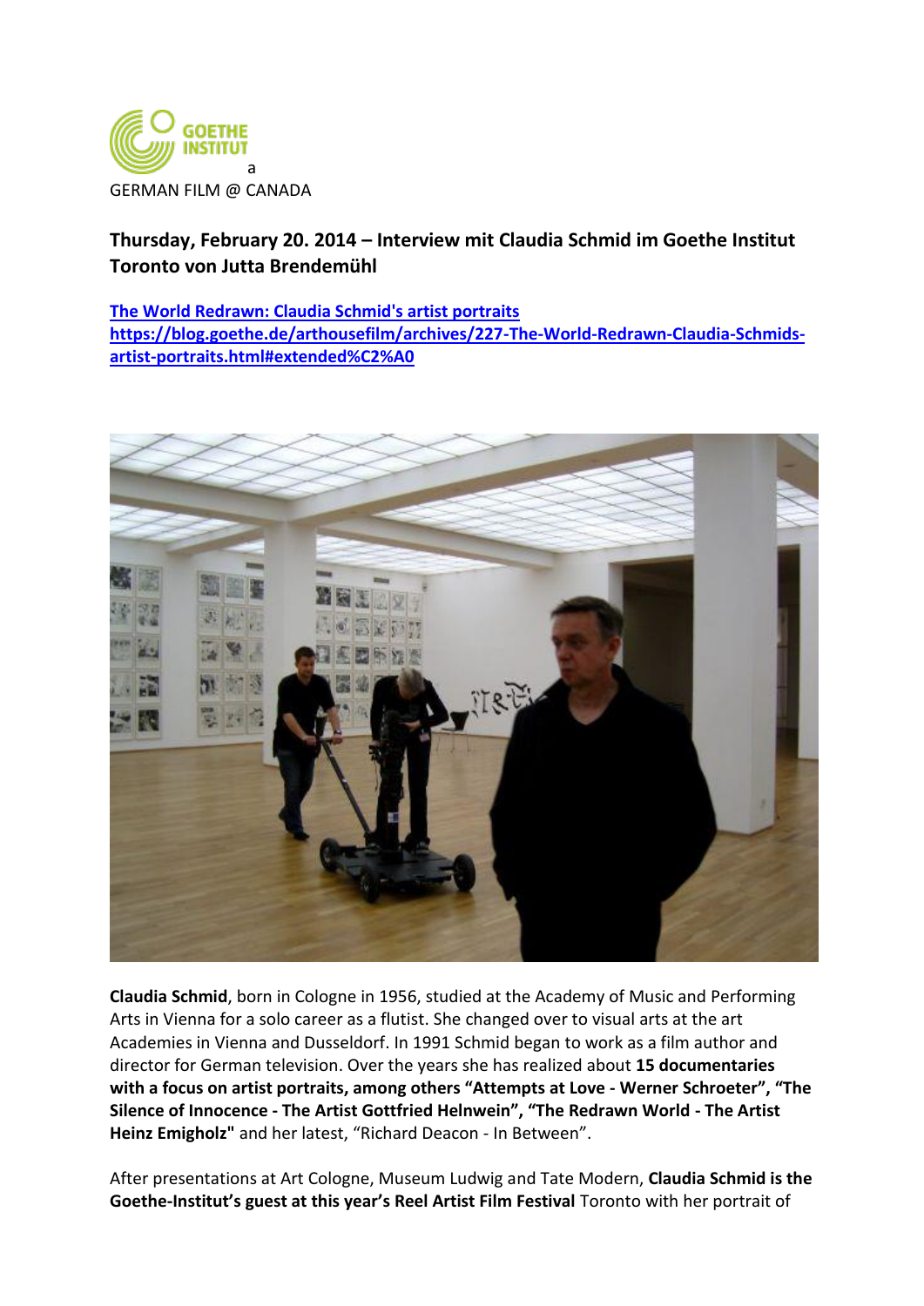GOETHE INSTITUT

a

GERMAN FILM @ CANADA

## Thursday, February 20. 2014 – Interview mit Claudia Schmid im Goethe Institut Toronto von Jutta Brendemühl

[The World Redrawn: Claudia Schmid's artist portraits](https://blog.goethe.de/arthousefilm/archives/227-The-World-Redrawn-Claudia-Schmids-artist-portraits.html#extended%C2%A0)
https://blog.goethe.de/arthousefilm/archives/227-The-World-Redrawn-Claudia-Schmids-artist-portraits.html#extended%C2%A0

**Claudia Schmid**, born in Cologne in 1956, studied at the Academy of Music and Performing Arts in Vienna for a solo career as a flutist. She changed over to visual arts at the art Academies in Vienna and Dusseldorf. In 1991 Schmid began to work as a film author and director for German television. Over the years she has realized about **15 documentaries with a focus on artist portraits, among others "Attempts at Love - Werner Schroeter", "The Silence of Innocence - The Artist Gottfried Helnwein", "The Redrawn World - The Artist Heinz Emigholz"** and her latest, "Richard Deacon - In Between".

After presentations at Art Cologne, Museum Ludwig and Tate Modern, **Claudia Schmid is the Goethe-Institut's guest at this year's Reel Artist Film Festival** Toronto with her portrait of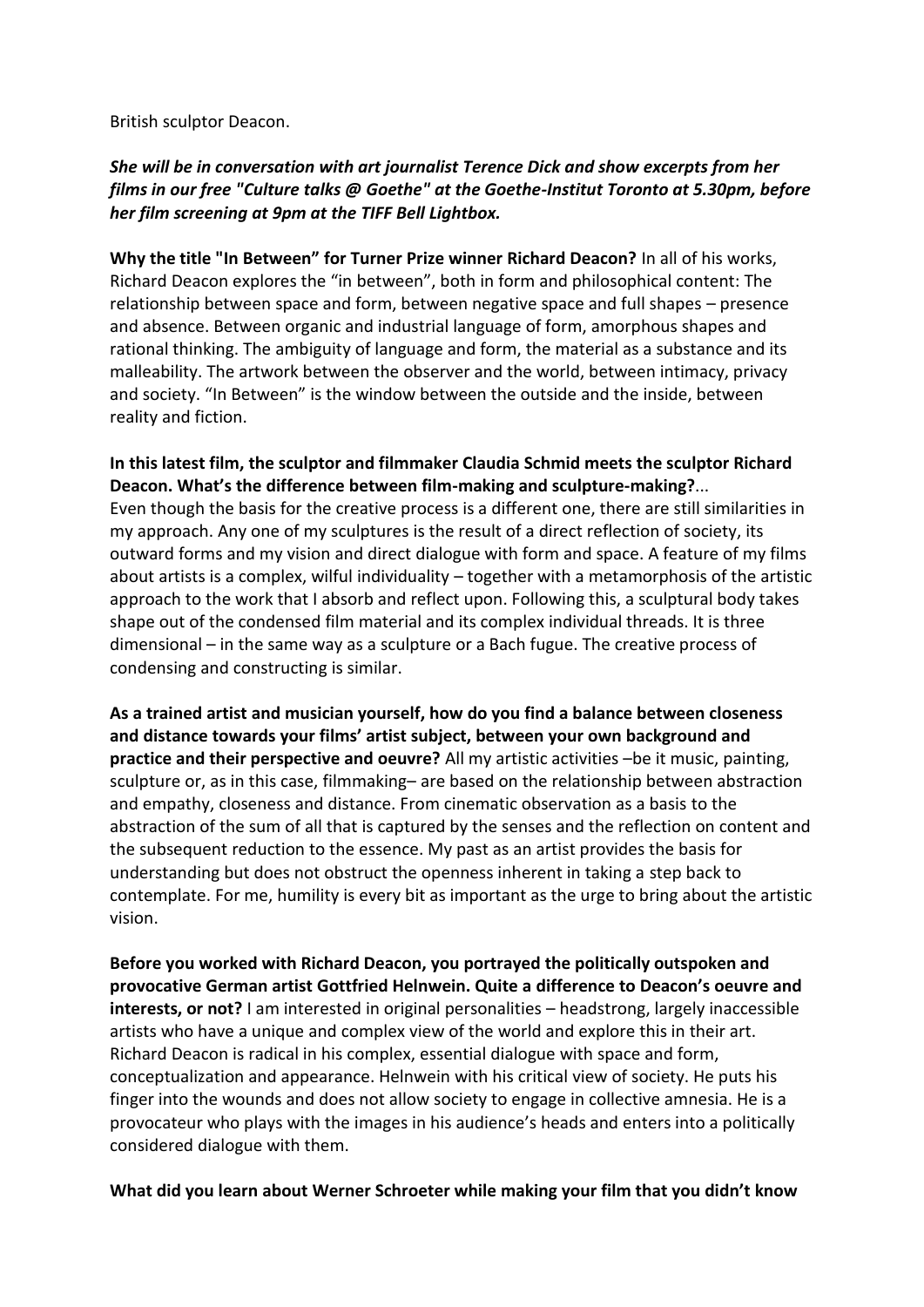British sculptor Deacon.

***She will be in conversation with art journalist Terence Dick and show excerpts from her films in our free "Culture talks @ Goethe" at the Goethe-Institut Toronto at 5.30pm, before her film screening at 9pm at the TIFF Bell Lightbox.***

**Why the title "In Between" for Turner Prize winner Richard Deacon?** In all of his works, Richard Deacon explores the "in between", both in form and philosophical content: The relationship between space and form, between negative space and full shapes – presence and absence. Between organic and industrial language of form, amorphous shapes and rational thinking. The ambiguity of language and form, the material as a substance and its malleability. The artwork between the observer and the world, between intimacy, privacy and society. "In Between" is the window between the outside and the inside, between reality and fiction.

**In this latest film, the sculptor and filmmaker Claudia Schmid meets the sculptor Richard Deacon. What's the difference between film-making and sculpture-making?**...
Even though the basis for the creative process is a different one, there are still similarities in my approach. Any one of my sculptures is the result of a direct reflection of society, its outward forms and my vision and direct dialogue with form and space. A feature of my films about artists is a complex, wilful individuality – together with a metamorphosis of the artistic approach to the work that I absorb and reflect upon. Following this, a sculptural body takes shape out of the condensed film material and its complex individual threads. It is three dimensional – in the same way as a sculpture or a Bach fugue. The creative process of condensing and constructing is similar.

**As a trained artist and musician yourself, how do you find a balance between closeness and distance towards your films' artist subject, between your own background and practice and their perspective and oeuvre?** All my artistic activities –be it music, painting, sculpture or, as in this case, filmmaking– are based on the relationship between abstraction and empathy, closeness and distance. From cinematic observation as a basis to the abstraction of the sum of all that is captured by the senses and the reflection on content and the subsequent reduction to the essence. My past as an artist provides the basis for understanding but does not obstruct the openness inherent in taking a step back to contemplate. For me, humility is every bit as important as the urge to bring about the artistic vision.

**Before you worked with Richard Deacon, you portrayed the politically outspoken and provocative German artist Gottfried Helnwein. Quite a difference to Deacon's oeuvre and interests, or not?** I am interested in original personalities – headstrong, largely inaccessible artists who have a unique and complex view of the world and explore this in their art. Richard Deacon is radical in his complex, essential dialogue with space and form, conceptualization and appearance. Helnwein with his critical view of society. He puts his finger into the wounds and does not allow society to engage in collective amnesia. He is a provocateur who plays with the images in his audience's heads and enters into a politically considered dialogue with them.

**What did you learn about Werner Schroeter while making your film that you didn't know**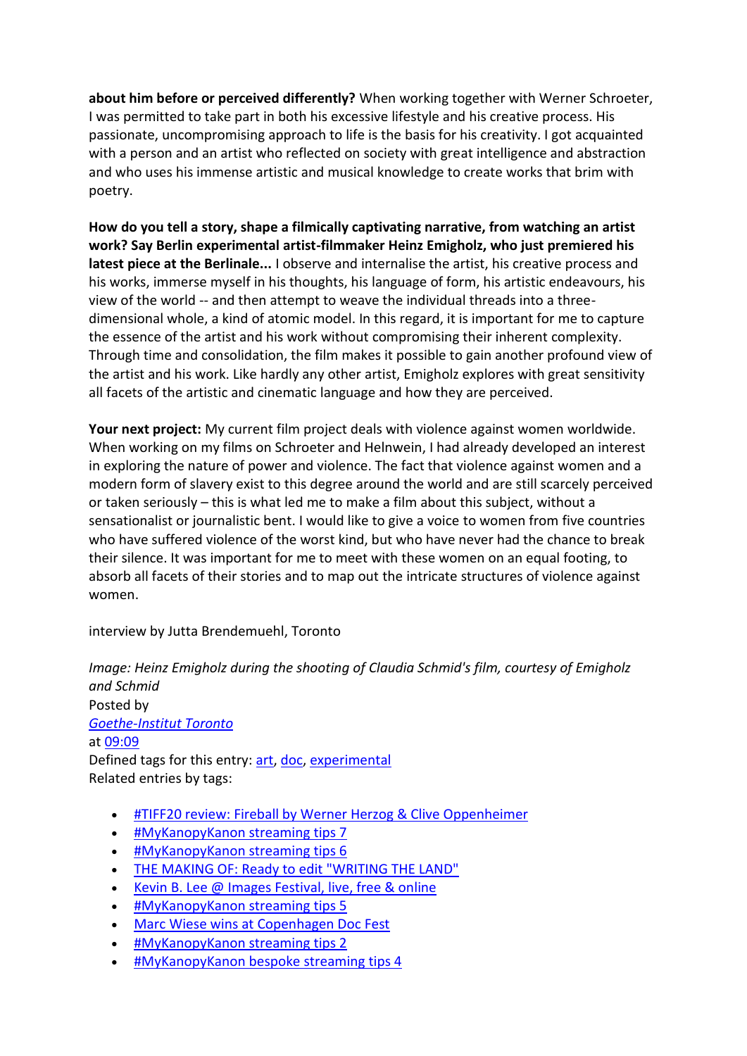**about him before or perceived differently?** When working together with Werner Schroeter, I was permitted to take part in both his excessive lifestyle and his creative process. His passionate, uncompromising approach to life is the basis for his creativity. I got acquainted with a person and an artist who reflected on society with great intelligence and abstraction and who uses his immense artistic and musical knowledge to create works that brim with poetry.

**How do you tell a story, shape a filmically captivating narrative, from watching an artist work? Say Berlin experimental artist-filmmaker Heinz Emigholz, who just premiered his latest piece at the Berlinale...** I observe and internalise the artist, his creative process and his works, immerse myself in his thoughts, his language of form, his artistic endeavours, his view of the world -- and then attempt to weave the individual threads into a three-dimensional whole, a kind of atomic model. In this regard, it is important for me to capture the essence of the artist and his work without compromising their inherent complexity. Through time and consolidation, the film makes it possible to gain another profound view of the artist and his work. Like hardly any other artist, Emigholz explores with great sensitivity all facets of the artistic and cinematic language and how they are perceived.

**Your next project:** My current film project deals with violence against women worldwide. When working on my films on Schroeter and Helnwein, I had already developed an interest in exploring the nature of power and violence. The fact that violence against women and a modern form of slavery exist to this degree around the world and are still scarcely perceived or taken seriously – this is what led me to make a film about this subject, without a sensationalist or journalistic bent. I would like to give a voice to women from five countries who have suffered violence of the worst kind, but who have never had the chance to break their silence. It was important for me to meet with these women on an equal footing, to absorb all facets of their stories and to map out the intricate structures of violence against women.

interview by Jutta Brendemuehl, Toronto

*Image: Heinz Emigholz during the shooting of Claudia Schmid's film, courtesy of Emigholz and Schmid*

Posted by
*Goethe-Institut Toronto*
at 09:09

Defined tags for this entry: art, doc, experimental

Related entries by tags:

- #TIFF20 review: Fireball by Werner Herzog & Clive Oppenheimer
- #MyKanopyKanon streaming tips 7
- #MyKanopyKanon streaming tips 6
- THE MAKING OF: Ready to edit "WRITING THE LAND"
- Kevin B. Lee @ Images Festival, live, free & online
- #MyKanopyKanon streaming tips 5
- Marc Wiese wins at Copenhagen Doc Fest
- #MyKanopyKanon streaming tips 2
- #MyKanopyKanon bespoke streaming tips 4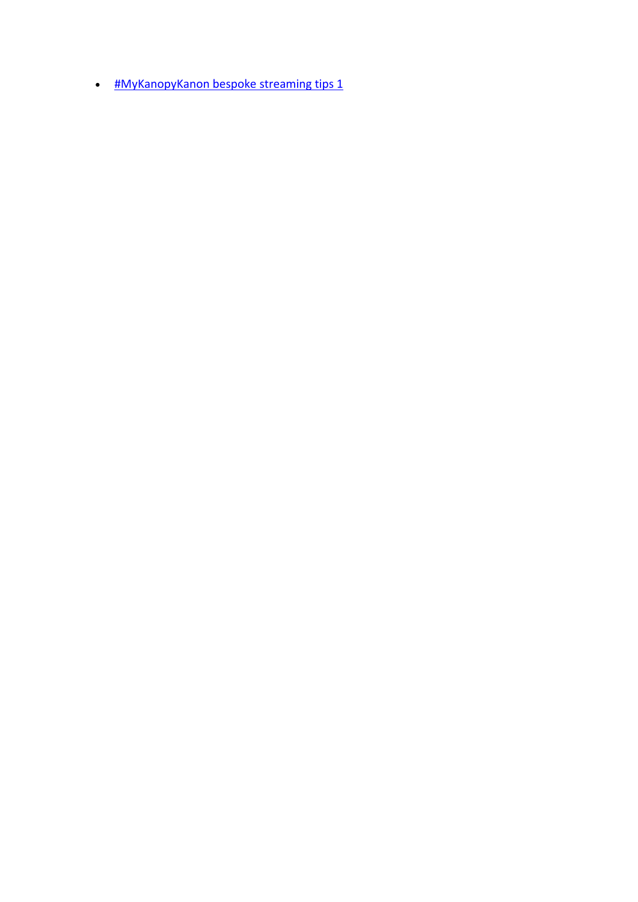- #MyKanopyKanon bespoke streaming tips 1